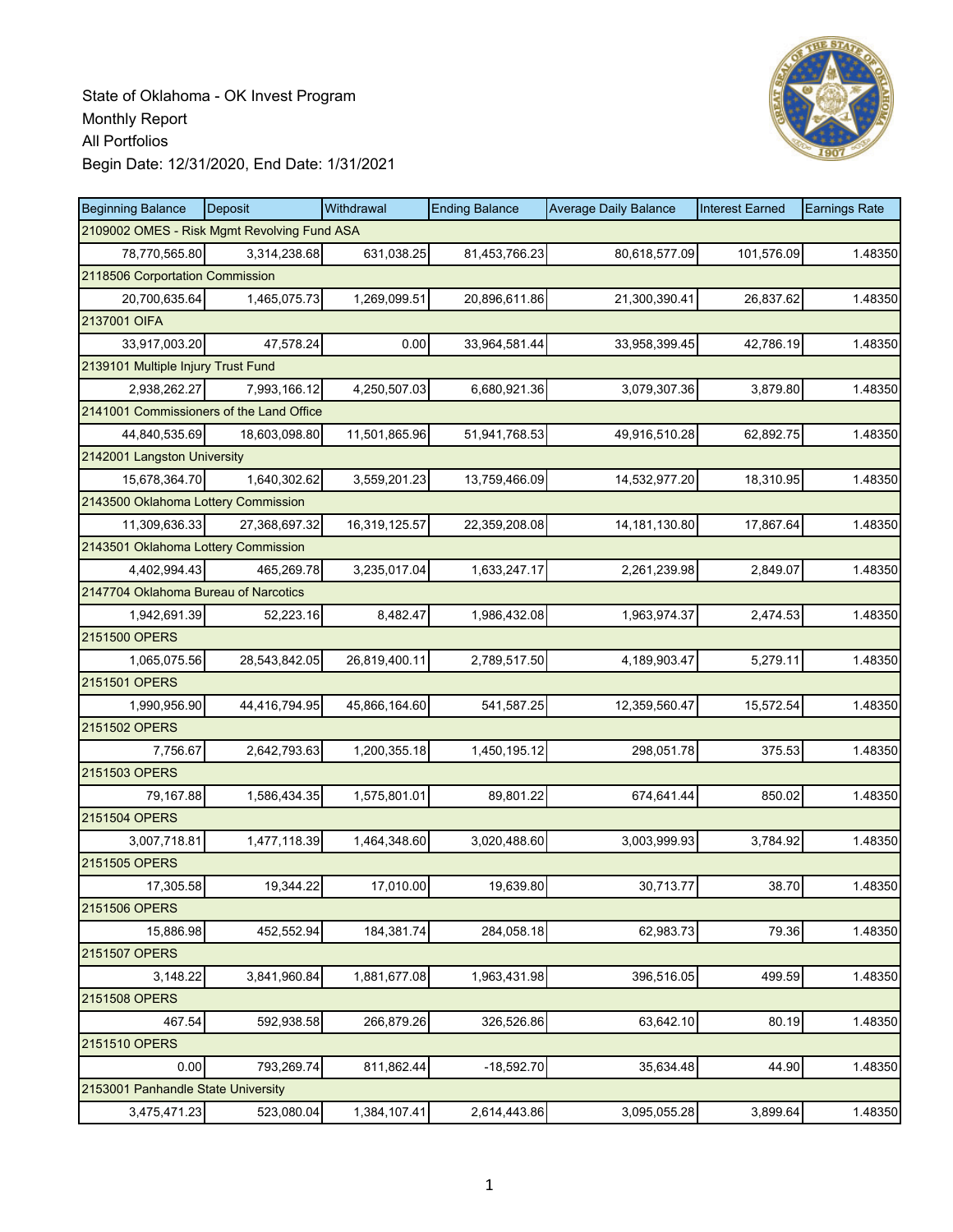State of Oklahoma - OK Invest Program
Monthly Report
All Portfolios
Begin Date: 12/31/2020, End Date: 1/31/2021

| Beginning Balance | Deposit | Withdrawal | Ending Balance | Average Daily Balance | Interest Earned | Earnings Rate |
|---|---|---|---|---|---|---|
| 2109002 OMES - Risk Mgmt Revolving Fund ASA | | | | | | |
| 78,770,565.80 | 3,314,238.68 | 631,038.25 | 81,453,766.23 | 80,618,577.09 | 101,576.09 | 1.48350 |
| 2118506 Corportation Commission | | | | | | |
| 20,700,635.64 | 1,465,075.73 | 1,269,099.51 | 20,896,611.86 | 21,300,390.41 | 26,837.62 | 1.48350 |
| 2137001 OIFA | | | | | | |
| 33,917,003.20 | 47,578.24 | 0.00 | 33,964,581.44 | 33,958,399.45 | 42,786.19 | 1.48350 |
| 2139101 Multiple Injury Trust Fund | | | | | | |
| 2,938,262.27 | 7,993,166.12 | 4,250,507.03 | 6,680,921.36 | 3,079,307.36 | 3,879.80 | 1.48350 |
| 2141001 Commissioners of the Land Office | | | | | | |
| 44,840,535.69 | 18,603,098.80 | 11,501,865.96 | 51,941,768.53 | 49,916,510.28 | 62,892.75 | 1.48350 |
| 2142001 Langston University | | | | | | |
| 15,678,364.70 | 1,640,302.62 | 3,559,201.23 | 13,759,466.09 | 14,532,977.20 | 18,310.95 | 1.48350 |
| 2143500 Oklahoma Lottery Commission | | | | | | |
| 11,309,636.33 | 27,368,697.32 | 16,319,125.57 | 22,359,208.08 | 14,181,130.80 | 17,867.64 | 1.48350 |
| 2143501 Oklahoma Lottery Commission | | | | | | |
| 4,402,994.43 | 465,269.78 | 3,235,017.04 | 1,633,247.17 | 2,261,239.98 | 2,849.07 | 1.48350 |
| 2147704 Oklahoma Bureau of Narcotics | | | | | | |
| 1,942,691.39 | 52,223.16 | 8,482.47 | 1,986,432.08 | 1,963,974.37 | 2,474.53 | 1.48350 |
| 2151500 OPERS | | | | | | |
| 1,065,075.56 | 28,543,842.05 | 26,819,400.11 | 2,789,517.50 | 4,189,903.47 | 5,279.11 | 1.48350 |
| 2151501 OPERS | | | | | | |
| 1,990,956.90 | 44,416,794.95 | 45,866,164.60 | 541,587.25 | 12,359,560.47 | 15,572.54 | 1.48350 |
| 2151502 OPERS | | | | | | |
| 7,756.67 | 2,642,793.63 | 1,200,355.18 | 1,450,195.12 | 298,051.78 | 375.53 | 1.48350 |
| 2151503 OPERS | | | | | | |
| 79,167.88 | 1,586,434.35 | 1,575,801.01 | 89,801.22 | 674,641.44 | 850.02 | 1.48350 |
| 2151504 OPERS | | | | | | |
| 3,007,718.81 | 1,477,118.39 | 1,464,348.60 | 3,020,488.60 | 3,003,999.93 | 3,784.92 | 1.48350 |
| 2151505 OPERS | | | | | | |
| 17,305.58 | 19,344.22 | 17,010.00 | 19,639.80 | 30,713.77 | 38.70 | 1.48350 |
| 2151506 OPERS | | | | | | |
| 15,886.98 | 452,552.94 | 184,381.74 | 284,058.18 | 62,983.73 | 79.36 | 1.48350 |
| 2151507 OPERS | | | | | | |
| 3,148.22 | 3,841,960.84 | 1,881,677.08 | 1,963,431.98 | 396,516.05 | 499.59 | 1.48350 |
| 2151508 OPERS | | | | | | |
| 467.54 | 592,938.58 | 266,879.26 | 326,526.86 | 63,642.10 | 80.19 | 1.48350 |
| 2151510 OPERS | | | | | | |
| 0.00 | 793,269.74 | 811,862.44 | -18,592.70 | 35,634.48 | 44.90 | 1.48350 |
| 2153001 Panhandle State University | | | | | | |
| 3,475,471.23 | 523,080.04 | 1,384,107.41 | 2,614,443.86 | 3,095,055.28 | 3,899.64 | 1.48350 |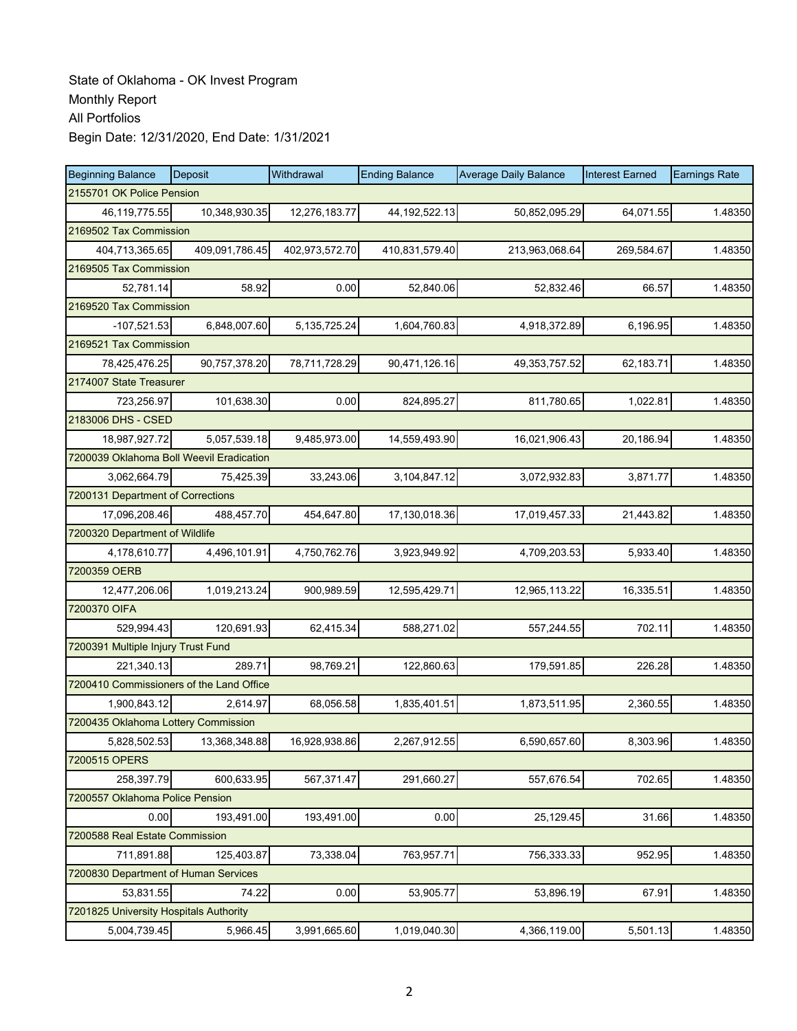State of Oklahoma - OK Invest Program

Monthly Report

All Portfolios

Begin Date: 12/31/2020, End Date: 1/31/2021

| Beginning Balance | Deposit | Withdrawal | Ending Balance | Average Daily Balance | Interest Earned | Earnings Rate |
|---|---|---|---|---|---|---|
| 2155701 OK Police Pension | | | | | | |
| 46,119,775.55 | 10,348,930.35 | 12,276,183.77 | 44,192,522.13 | 50,852,095.29 | 64,071.55 | 1.48350 |
| 2169502 Tax Commission | | | | | | |
| 404,713,365.65 | 409,091,786.45 | 402,973,572.70 | 410,831,579.40 | 213,963,068.64 | 269,584.67 | 1.48350 |
| 2169505 Tax Commission | | | | | | |
| 52,781.14 | 58.92 | 0.00 | 52,840.06 | 52,832.46 | 66.57 | 1.48350 |
| 2169520 Tax Commission | | | | | | |
| -107,521.53 | 6,848,007.60 | 5,135,725.24 | 1,604,760.83 | 4,918,372.89 | 6,196.95 | 1.48350 |
| 2169521 Tax Commission | | | | | | |
| 78,425,476.25 | 90,757,378.20 | 78,711,728.29 | 90,471,126.16 | 49,353,757.52 | 62,183.71 | 1.48350 |
| 2174007 State Treasurer | | | | | | |
| 723,256.97 | 101,638.30 | 0.00 | 824,895.27 | 811,780.65 | 1,022.81 | 1.48350 |
| 2183006 DHS - CSED | | | | | | |
| 18,987,927.72 | 5,057,539.18 | 9,485,973.00 | 14,559,493.90 | 16,021,906.43 | 20,186.94 | 1.48350 |
| 7200039 Oklahoma Boll Weevil Eradication | | | | | | |
| 3,062,664.79 | 75,425.39 | 33,243.06 | 3,104,847.12 | 3,072,932.83 | 3,871.77 | 1.48350 |
| 7200131 Department of Corrections | | | | | | |
| 17,096,208.46 | 488,457.70 | 454,647.80 | 17,130,018.36 | 17,019,457.33 | 21,443.82 | 1.48350 |
| 7200320 Department of Wildlife | | | | | | |
| 4,178,610.77 | 4,496,101.91 | 4,750,762.76 | 3,923,949.92 | 4,709,203.53 | 5,933.40 | 1.48350 |
| 7200359 OERB | | | | | | |
| 12,477,206.06 | 1,019,213.24 | 900,989.59 | 12,595,429.71 | 12,965,113.22 | 16,335.51 | 1.48350 |
| 7200370 OIFA | | | | | | |
| 529,994.43 | 120,691.93 | 62,415.34 | 588,271.02 | 557,244.55 | 702.11 | 1.48350 |
| 7200391 Multiple Injury Trust Fund | | | | | | |
| 221,340.13 | 289.71 | 98,769.21 | 122,860.63 | 179,591.85 | 226.28 | 1.48350 |
| 7200410 Commissioners of the Land Office | | | | | | |
| 1,900,843.12 | 2,614.97 | 68,056.58 | 1,835,401.51 | 1,873,511.95 | 2,360.55 | 1.48350 |
| 7200435 Oklahoma Lottery Commission | | | | | | |
| 5,828,502.53 | 13,368,348.88 | 16,928,938.86 | 2,267,912.55 | 6,590,657.60 | 8,303.96 | 1.48350 |
| 7200515 OPERS | | | | | | |
| 258,397.79 | 600,633.95 | 567,371.47 | 291,660.27 | 557,676.54 | 702.65 | 1.48350 |
| 7200557 Oklahoma Police Pension | | | | | | |
| 0.00 | 193,491.00 | 193,491.00 | 0.00 | 25,129.45 | 31.66 | 1.48350 |
| 7200588 Real Estate Commission | | | | | | |
| 711,891.88 | 125,403.87 | 73,338.04 | 763,957.71 | 756,333.33 | 952.95 | 1.48350 |
| 7200830 Department of Human Services | | | | | | |
| 53,831.55 | 74.22 | 0.00 | 53,905.77 | 53,896.19 | 67.91 | 1.48350 |
| 7201825 University Hospitals Authority | | | | | | |
| 5,004,739.45 | 5,966.45 | 3,991,665.60 | 1,019,040.30 | 4,366,119.00 | 5,501.13 | 1.48350 |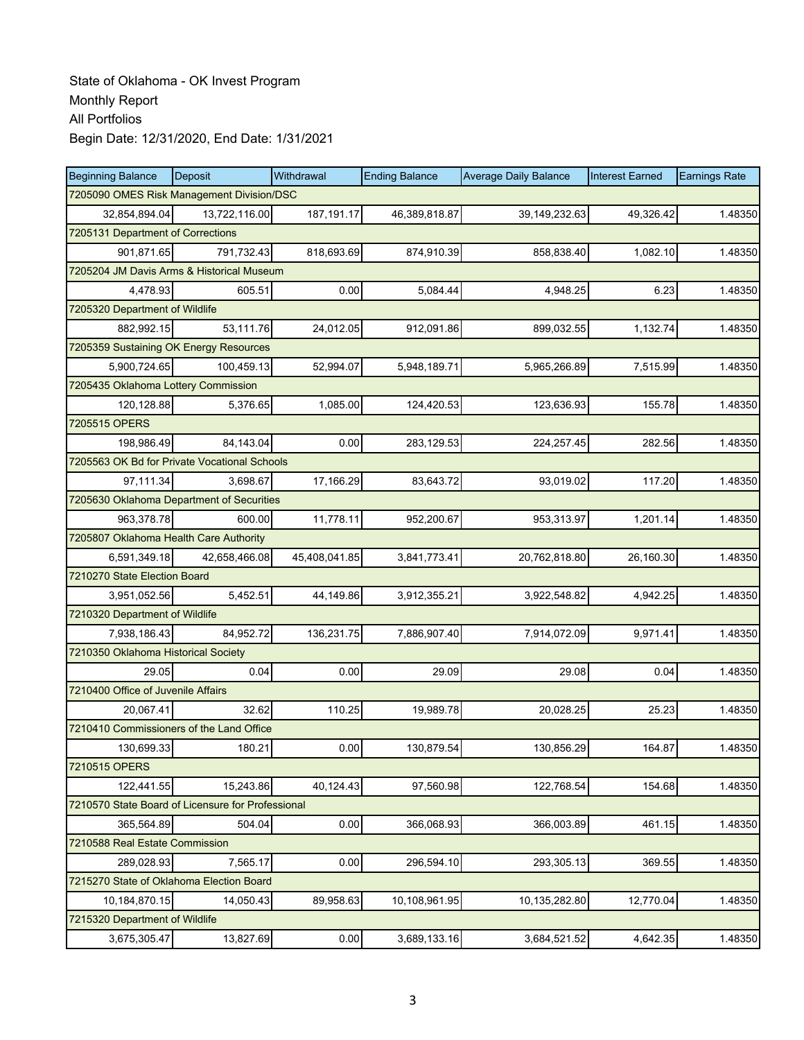State of Oklahoma - OK Invest Program
Monthly Report
All Portfolios
Begin Date: 12/31/2020, End Date: 1/31/2021

| Beginning Balance | Deposit | Withdrawal | Ending Balance | Average Daily Balance | Interest Earned | Earnings Rate |
|---|---|---|---|---|---|---|
| 7205090 OMES Risk Management Division/DSC | | | | | | |
| 32,854,894.04 | 13,722,116.00 | 187,191.17 | 46,389,818.87 | 39,149,232.63 | 49,326.42 | 1.48350 |
| 7205131 Department of Corrections | | | | | | |
| 901,871.65 | 791,732.43 | 818,693.69 | 874,910.39 | 858,838.40 | 1,082.10 | 1.48350 |
| 7205204 JM Davis Arms & Historical Museum | | | | | | |
| 4,478.93 | 605.51 | 0.00 | 5,084.44 | 4,948.25 | 6.23 | 1.48350 |
| 7205320 Department of Wildlife | | | | | | |
| 882,992.15 | 53,111.76 | 24,012.05 | 912,091.86 | 899,032.55 | 1,132.74 | 1.48350 |
| 7205359 Sustaining OK Energy Resources | | | | | | |
| 5,900,724.65 | 100,459.13 | 52,994.07 | 5,948,189.71 | 5,965,266.89 | 7,515.99 | 1.48350 |
| 7205435 Oklahoma Lottery Commission | | | | | | |
| 120,128.88 | 5,376.65 | 1,085.00 | 124,420.53 | 123,636.93 | 155.78 | 1.48350 |
| 7205515 OPERS | | | | | | |
| 198,986.49 | 84,143.04 | 0.00 | 283,129.53 | 224,257.45 | 282.56 | 1.48350 |
| 7205563 OK Bd for Private Vocational Schools | | | | | | |
| 97,111.34 | 3,698.67 | 17,166.29 | 83,643.72 | 93,019.02 | 117.20 | 1.48350 |
| 7205630 Oklahoma Department of Securities | | | | | | |
| 963,378.78 | 600.00 | 11,778.11 | 952,200.67 | 953,313.97 | 1,201.14 | 1.48350 |
| 7205807 Oklahoma Health Care Authority | | | | | | |
| 6,591,349.18 | 42,658,466.08 | 45,408,041.85 | 3,841,773.41 | 20,762,818.80 | 26,160.30 | 1.48350 |
| 7210270 State Election Board | | | | | | |
| 3,951,052.56 | 5,452.51 | 44,149.86 | 3,912,355.21 | 3,922,548.82 | 4,942.25 | 1.48350 |
| 7210320 Department of Wildlife | | | | | | |
| 7,938,186.43 | 84,952.72 | 136,231.75 | 7,886,907.40 | 7,914,072.09 | 9,971.41 | 1.48350 |
| 7210350 Oklahoma Historical Society | | | | | | |
| 29.05 | 0.04 | 0.00 | 29.09 | 29.08 | 0.04 | 1.48350 |
| 7210400 Office of Juvenile Affairs | | | | | | |
| 20,067.41 | 32.62 | 110.25 | 19,989.78 | 20,028.25 | 25.23 | 1.48350 |
| 7210410 Commissioners of the Land Office | | | | | | |
| 130,699.33 | 180.21 | 0.00 | 130,879.54 | 130,856.29 | 164.87 | 1.48350 |
| 7210515 OPERS | | | | | | |
| 122,441.55 | 15,243.86 | 40,124.43 | 97,560.98 | 122,768.54 | 154.68 | 1.48350 |
| 7210570 State Board of Licensure for Professional | | | | | | |
| 365,564.89 | 504.04 | 0.00 | 366,068.93 | 366,003.89 | 461.15 | 1.48350 |
| 7210588 Real Estate Commission | | | | | | |
| 289,028.93 | 7,565.17 | 0.00 | 296,594.10 | 293,305.13 | 369.55 | 1.48350 |
| 7215270 State of Oklahoma Election Board | | | | | | |
| 10,184,870.15 | 14,050.43 | 89,958.63 | 10,108,961.95 | 10,135,282.80 | 12,770.04 | 1.48350 |
| 7215320 Department of Wildlife | | | | | | |
| 3,675,305.47 | 13,827.69 | 0.00 | 3,689,133.16 | 3,684,521.52 | 4,642.35 | 1.48350 |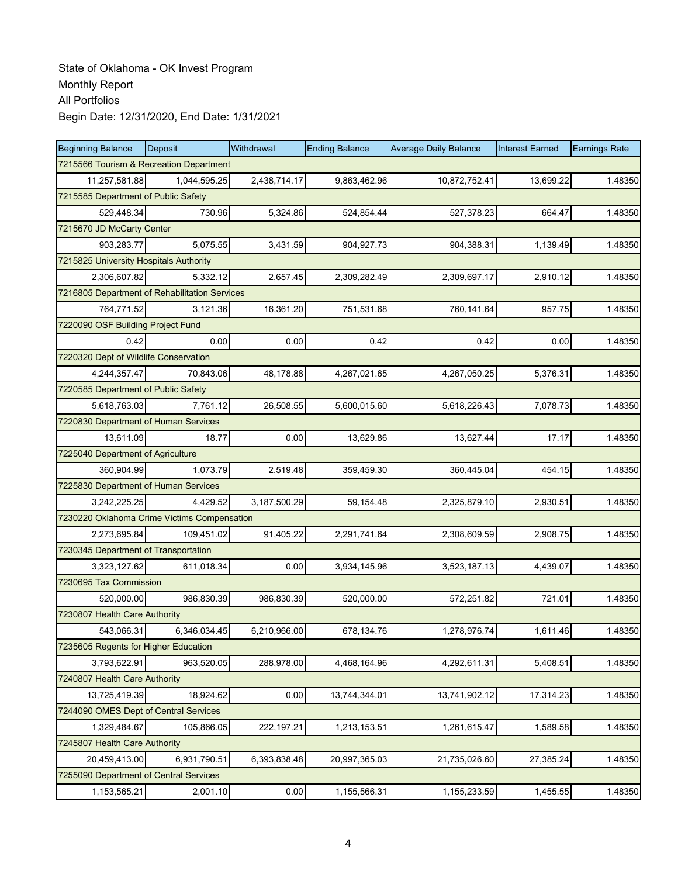State of Oklahoma - OK Invest Program
Monthly Report
All Portfolios
Begin Date: 12/31/2020, End Date: 1/31/2021

| Beginning Balance | Deposit | Withdrawal | Ending Balance | Average Daily Balance | Interest Earned | Earnings Rate |
|---|---|---|---|---|---|---|
| 7215566 Tourism & Recreation Department | | | | | | |
| 11,257,581.88 | 1,044,595.25 | 2,438,714.17 | 9,863,462.96 | 10,872,752.41 | 13,699.22 | 1.48350 |
| 7215585 Department of Public Safety | | | | | | |
| 529,448.34 | 730.96 | 5,324.86 | 524,854.44 | 527,378.23 | 664.47 | 1.48350 |
| 7215670 JD McCarty Center | | | | | | |
| 903,283.77 | 5,075.55 | 3,431.59 | 904,927.73 | 904,388.31 | 1,139.49 | 1.48350 |
| 7215825 University Hospitals Authority | | | | | | |
| 2,306,607.82 | 5,332.12 | 2,657.45 | 2,309,282.49 | 2,309,697.17 | 2,910.12 | 1.48350 |
| 7216805 Department of Rehabilitation Services | | | | | | |
| 764,771.52 | 3,121.36 | 16,361.20 | 751,531.68 | 760,141.64 | 957.75 | 1.48350 |
| 7220090 OSF Building Project Fund | | | | | | |
| 0.42 | 0.00 | 0.00 | 0.42 | 0.42 | 0.00 | 1.48350 |
| 7220320 Dept of Wildlife Conservation | | | | | | |
| 4,244,357.47 | 70,843.06 | 48,178.88 | 4,267,021.65 | 4,267,050.25 | 5,376.31 | 1.48350 |
| 7220585 Department of Public Safety | | | | | | |
| 5,618,763.03 | 7,761.12 | 26,508.55 | 5,600,015.60 | 5,618,226.43 | 7,078.73 | 1.48350 |
| 7220830 Department of Human Services | | | | | | |
| 13,611.09 | 18.77 | 0.00 | 13,629.86 | 13,627.44 | 17.17 | 1.48350 |
| 7225040 Department of Agriculture | | | | | | |
| 360,904.99 | 1,073.79 | 2,519.48 | 359,459.30 | 360,445.04 | 454.15 | 1.48350 |
| 7225830 Department of Human Services | | | | | | |
| 3,242,225.25 | 4,429.52 | 3,187,500.29 | 59,154.48 | 2,325,879.10 | 2,930.51 | 1.48350 |
| 7230220 Oklahoma Crime Victims Compensation | | | | | | |
| 2,273,695.84 | 109,451.02 | 91,405.22 | 2,291,741.64 | 2,308,609.59 | 2,908.75 | 1.48350 |
| 7230345 Department of Transportation | | | | | | |
| 3,323,127.62 | 611,018.34 | 0.00 | 3,934,145.96 | 3,523,187.13 | 4,439.07 | 1.48350 |
| 7230695 Tax Commission | | | | | | |
| 520,000.00 | 986,830.39 | 986,830.39 | 520,000.00 | 572,251.82 | 721.01 | 1.48350 |
| 7230807 Health Care Authority | | | | | | |
| 543,066.31 | 6,346,034.45 | 6,210,966.00 | 678,134.76 | 1,278,976.74 | 1,611.46 | 1.48350 |
| 7235605 Regents for Higher Education | | | | | | |
| 3,793,622.91 | 963,520.05 | 288,978.00 | 4,468,164.96 | 4,292,611.31 | 5,408.51 | 1.48350 |
| 7240807 Health Care Authority | | | | | | |
| 13,725,419.39 | 18,924.62 | 0.00 | 13,744,344.01 | 13,741,902.12 | 17,314.23 | 1.48350 |
| 7244090 OMES Dept of Central Services | | | | | | |
| 1,329,484.67 | 105,866.05 | 222,197.21 | 1,213,153.51 | 1,261,615.47 | 1,589.58 | 1.48350 |
| 7245807 Health Care Authority | | | | | | |
| 20,459,413.00 | 6,931,790.51 | 6,393,838.48 | 20,997,365.03 | 21,735,026.60 | 27,385.24 | 1.48350 |
| 7255090 Department of Central Services | | | | | | |
| 1,153,565.21 | 2,001.10 | 0.00 | 1,155,566.31 | 1,155,233.59 | 1,455.55 | 1.48350 |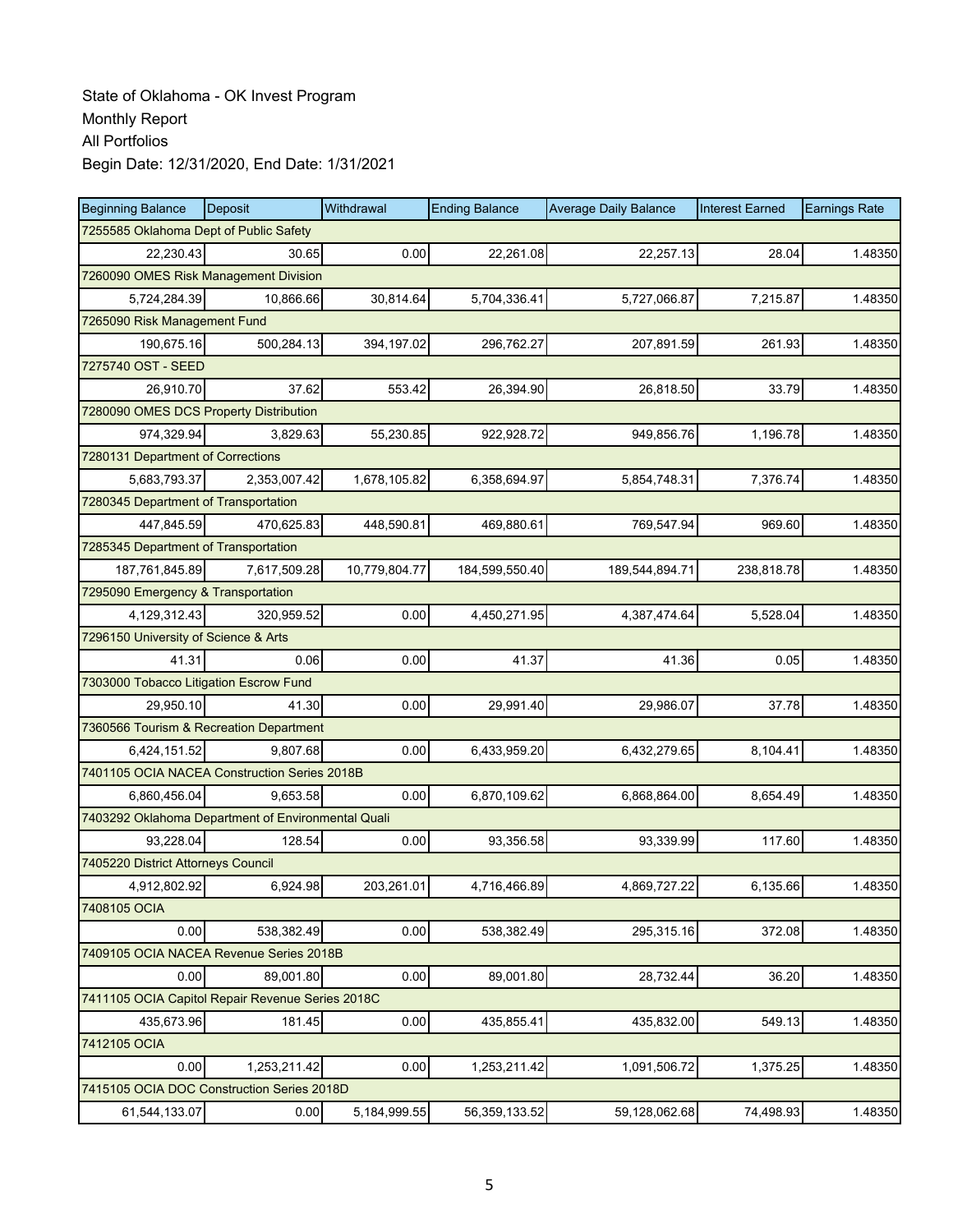State of Oklahoma - OK Invest Program
Monthly Report
All Portfolios
Begin Date: 12/31/2020, End Date: 1/31/2021

| Beginning Balance | Deposit | Withdrawal | Ending Balance | Average Daily Balance | Interest Earned | Earnings Rate |
|---|---|---|---|---|---|---|
| 7255585 Oklahoma Dept of Public Safety | | | | | | |
| 22,230.43 | 30.65 | 0.00 | 22,261.08 | 22,257.13 | 28.04 | 1.48350 |
| 7260090 OMES Risk Management Division | | | | | | |
| 5,724,284.39 | 10,866.66 | 30,814.64 | 5,704,336.41 | 5,727,066.87 | 7,215.87 | 1.48350 |
| 7265090 Risk Management Fund | | | | | | |
| 190,675.16 | 500,284.13 | 394,197.02 | 296,762.27 | 207,891.59 | 261.93 | 1.48350 |
| 7275740 OST - SEED | | | | | | |
| 26,910.70 | 37.62 | 553.42 | 26,394.90 | 26,818.50 | 33.79 | 1.48350 |
| 7280090 OMES DCS Property Distribution | | | | | | |
| 974,329.94 | 3,829.63 | 55,230.85 | 922,928.72 | 949,856.76 | 1,196.78 | 1.48350 |
| 7280131 Department of Corrections | | | | | | |
| 5,683,793.37 | 2,353,007.42 | 1,678,105.82 | 6,358,694.97 | 5,854,748.31 | 7,376.74 | 1.48350 |
| 7280345 Department of Transportation | | | | | | |
| 447,845.59 | 470,625.83 | 448,590.81 | 469,880.61 | 769,547.94 | 969.60 | 1.48350 |
| 7285345 Department of Transportation | | | | | | |
| 187,761,845.89 | 7,617,509.28 | 10,779,804.77 | 184,599,550.40 | 189,544,894.71 | 238,818.78 | 1.48350 |
| 7295090 Emergency & Transportation | | | | | | |
| 4,129,312.43 | 320,959.52 | 0.00 | 4,450,271.95 | 4,387,474.64 | 5,528.04 | 1.48350 |
| 7296150 University of Science & Arts | | | | | | |
| 41.31 | 0.06 | 0.00 | 41.37 | 41.36 | 0.05 | 1.48350 |
| 7303000 Tobacco Litigation Escrow Fund | | | | | | |
| 29,950.10 | 41.30 | 0.00 | 29,991.40 | 29,986.07 | 37.78 | 1.48350 |
| 7360566 Tourism & Recreation Department | | | | | | |
| 6,424,151.52 | 9,807.68 | 0.00 | 6,433,959.20 | 6,432,279.65 | 8,104.41 | 1.48350 |
| 7401105 OCIA NACEA Construction Series 2018B | | | | | | |
| 6,860,456.04 | 9,653.58 | 0.00 | 6,870,109.62 | 6,868,864.00 | 8,654.49 | 1.48350 |
| 7403292 Oklahoma Department of Environmental Quali | | | | | | |
| 93,228.04 | 128.54 | 0.00 | 93,356.58 | 93,339.99 | 117.60 | 1.48350 |
| 7405220 District Attorneys Council | | | | | | |
| 4,912,802.92 | 6,924.98 | 203,261.01 | 4,716,466.89 | 4,869,727.22 | 6,135.66 | 1.48350 |
| 7408105 OCIA | | | | | | |
| 0.00 | 538,382.49 | 0.00 | 538,382.49 | 295,315.16 | 372.08 | 1.48350 |
| 7409105 OCIA NACEA Revenue Series 2018B | | | | | | |
| 0.00 | 89,001.80 | 0.00 | 89,001.80 | 28,732.44 | 36.20 | 1.48350 |
| 7411105 OCIA Capitol Repair Revenue Series 2018C | | | | | | |
| 435,673.96 | 181.45 | 0.00 | 435,855.41 | 435,832.00 | 549.13 | 1.48350 |
| 7412105 OCIA | | | | | | |
| 0.00 | 1,253,211.42 | 0.00 | 1,253,211.42 | 1,091,506.72 | 1,375.25 | 1.48350 |
| 7415105 OCIA DOC Construction Series 2018D | | | | | | |
| 61,544,133.07 | 0.00 | 5,184,999.55 | 56,359,133.52 | 59,128,062.68 | 74,498.93 | 1.48350 |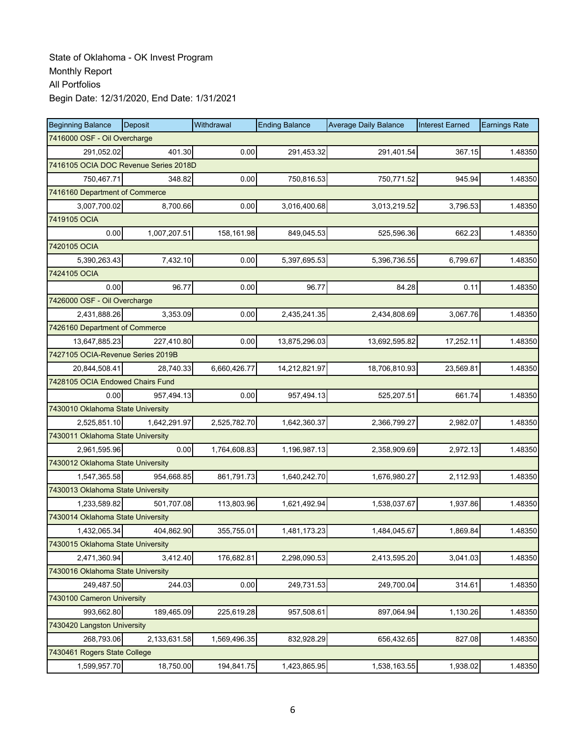State of Oklahoma - OK Invest Program
Monthly Report
All Portfolios
Begin Date: 12/31/2020, End Date: 1/31/2021

| Beginning Balance | Deposit | Withdrawal | Ending Balance | Average Daily Balance | Interest Earned | Earnings Rate |
|---|---|---|---|---|---|---|
| 7416000 OSF - Oil Overcharge | | | | | | |
| 291,052.02 | 401.30 | 0.00 | 291,453.32 | 291,401.54 | 367.15 | 1.48350 |
| 7416105 OCIA DOC Revenue Series 2018D | | | | | | |
| 750,467.71 | 348.82 | 0.00 | 750,816.53 | 750,771.52 | 945.94 | 1.48350 |
| 7416160 Department of Commerce | | | | | | |
| 3,007,700.02 | 8,700.66 | 0.00 | 3,016,400.68 | 3,013,219.52 | 3,796.53 | 1.48350 |
| 7419105 OCIA | | | | | | |
| 0.00 | 1,007,207.51 | 158,161.98 | 849,045.53 | 525,596.36 | 662.23 | 1.48350 |
| 7420105 OCIA | | | | | | |
| 5,390,263.43 | 7,432.10 | 0.00 | 5,397,695.53 | 5,396,736.55 | 6,799.67 | 1.48350 |
| 7424105 OCIA | | | | | | |
| 0.00 | 96.77 | 0.00 | 96.77 | 84.28 | 0.11 | 1.48350 |
| 7426000 OSF - Oil Overcharge | | | | | | |
| 2,431,888.26 | 3,353.09 | 0.00 | 2,435,241.35 | 2,434,808.69 | 3,067.76 | 1.48350 |
| 7426160 Department of Commerce | | | | | | |
| 13,647,885.23 | 227,410.80 | 0.00 | 13,875,296.03 | 13,692,595.82 | 17,252.11 | 1.48350 |
| 7427105 OCIA-Revenue Series 2019B | | | | | | |
| 20,844,508.41 | 28,740.33 | 6,660,426.77 | 14,212,821.97 | 18,706,810.93 | 23,569.81 | 1.48350 |
| 7428105 OCIA Endowed Chairs Fund | | | | | | |
| 0.00 | 957,494.13 | 0.00 | 957,494.13 | 525,207.51 | 661.74 | 1.48350 |
| 7430010 Oklahoma State University | | | | | | |
| 2,525,851.10 | 1,642,291.97 | 2,525,782.70 | 1,642,360.37 | 2,366,799.27 | 2,982.07 | 1.48350 |
| 7430011 Oklahoma State University | | | | | | |
| 2,961,595.96 | 0.00 | 1,764,608.83 | 1,196,987.13 | 2,358,909.69 | 2,972.13 | 1.48350 |
| 7430012 Oklahoma State University | | | | | | |
| 1,547,365.58 | 954,668.85 | 861,791.73 | 1,640,242.70 | 1,676,980.27 | 2,112.93 | 1.48350 |
| 7430013 Oklahoma State University | | | | | | |
| 1,233,589.82 | 501,707.08 | 113,803.96 | 1,621,492.94 | 1,538,037.67 | 1,937.86 | 1.48350 |
| 7430014 Oklahoma State University | | | | | | |
| 1,432,065.34 | 404,862.90 | 355,755.01 | 1,481,173.23 | 1,484,045.67 | 1,869.84 | 1.48350 |
| 7430015 Oklahoma State University | | | | | | |
| 2,471,360.94 | 3,412.40 | 176,682.81 | 2,298,090.53 | 2,413,595.20 | 3,041.03 | 1.48350 |
| 7430016 Oklahoma State University | | | | | | |
| 249,487.50 | 244.03 | 0.00 | 249,731.53 | 249,700.04 | 314.61 | 1.48350 |
| 7430100 Cameron University | | | | | | |
| 993,662.80 | 189,465.09 | 225,619.28 | 957,508.61 | 897,064.94 | 1,130.26 | 1.48350 |
| 7430420 Langston University | | | | | | |
| 268,793.06 | 2,133,631.58 | 1,569,496.35 | 832,928.29 | 656,432.65 | 827.08 | 1.48350 |
| 7430461 Rogers State College | | | | | | |
| 1,599,957.70 | 18,750.00 | 194,841.75 | 1,423,865.95 | 1,538,163.55 | 1,938.02 | 1.48350 |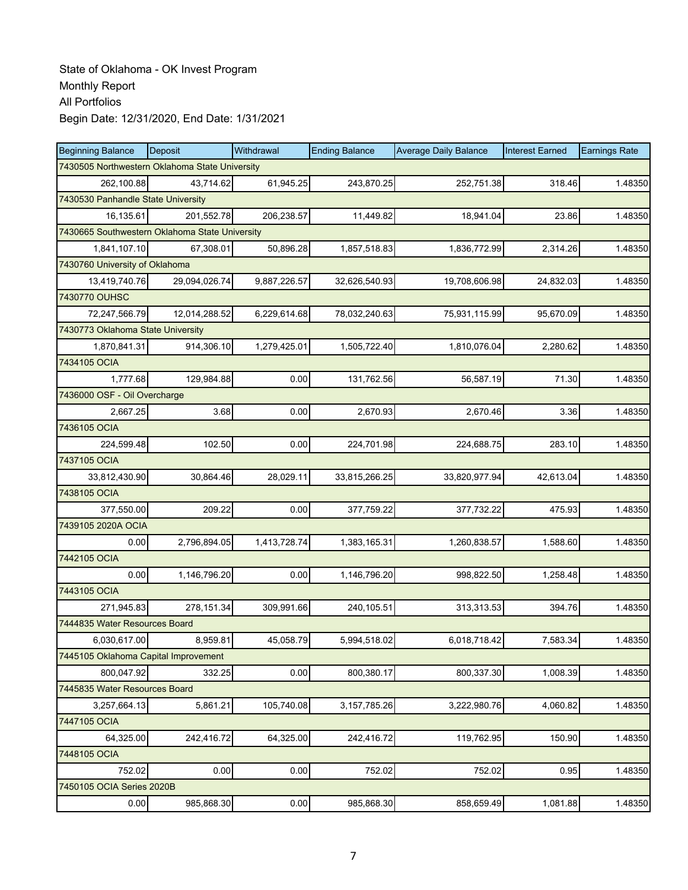State of Oklahoma - OK Invest Program
Monthly Report
All Portfolios
Begin Date: 12/31/2020, End Date: 1/31/2021

| Beginning Balance | Deposit | Withdrawal | Ending Balance | Average Daily Balance | Interest Earned | Earnings Rate |
|---|---|---|---|---|---|---|
| 7430505 Northwestern Oklahoma State University | | | | | | |
| 262,100.88 | 43,714.62 | 61,945.25 | 243,870.25 | 252,751.38 | 318.46 | 1.48350 |
| 7430530 Panhandle State University | | | | | | |
| 16,135.61 | 201,552.78 | 206,238.57 | 11,449.82 | 18,941.04 | 23.86 | 1.48350 |
| 7430665 Southwestern Oklahoma State University | | | | | | |
| 1,841,107.10 | 67,308.01 | 50,896.28 | 1,857,518.83 | 1,836,772.99 | 2,314.26 | 1.48350 |
| 7430760 University of Oklahoma | | | | | | |
| 13,419,740.76 | 29,094,026.74 | 9,887,226.57 | 32,626,540.93 | 19,708,606.98 | 24,832.03 | 1.48350 |
| 7430770 OUHSC | | | | | | |
| 72,247,566.79 | 12,014,288.52 | 6,229,614.68 | 78,032,240.63 | 75,931,115.99 | 95,670.09 | 1.48350 |
| 7430773 Oklahoma State University | | | | | | |
| 1,870,841.31 | 914,306.10 | 1,279,425.01 | 1,505,722.40 | 1,810,076.04 | 2,280.62 | 1.48350 |
| 7434105 OCIA | | | | | | |
| 1,777.68 | 129,984.88 | 0.00 | 131,762.56 | 56,587.19 | 71.30 | 1.48350 |
| 7436000 OSF - Oil Overcharge | | | | | | |
| 2,667.25 | 3.68 | 0.00 | 2,670.93 | 2,670.46 | 3.36 | 1.48350 |
| 7436105 OCIA | | | | | | |
| 224,599.48 | 102.50 | 0.00 | 224,701.98 | 224,688.75 | 283.10 | 1.48350 |
| 7437105 OCIA | | | | | | |
| 33,812,430.90 | 30,864.46 | 28,029.11 | 33,815,266.25 | 33,820,977.94 | 42,613.04 | 1.48350 |
| 7438105 OCIA | | | | | | |
| 377,550.00 | 209.22 | 0.00 | 377,759.22 | 377,732.22 | 475.93 | 1.48350 |
| 7439105 2020A OCIA | | | | | | |
| 0.00 | 2,796,894.05 | 1,413,728.74 | 1,383,165.31 | 1,260,838.57 | 1,588.60 | 1.48350 |
| 7442105 OCIA | | | | | | |
| 0.00 | 1,146,796.20 | 0.00 | 1,146,796.20 | 998,822.50 | 1,258.48 | 1.48350 |
| 7443105 OCIA | | | | | | |
| 271,945.83 | 278,151.34 | 309,991.66 | 240,105.51 | 313,313.53 | 394.76 | 1.48350 |
| 7444835 Water Resources Board | | | | | | |
| 6,030,617.00 | 8,959.81 | 45,058.79 | 5,994,518.02 | 6,018,718.42 | 7,583.34 | 1.48350 |
| 7445105 Oklahoma Capital Improvement | | | | | | |
| 800,047.92 | 332.25 | 0.00 | 800,380.17 | 800,337.30 | 1,008.39 | 1.48350 |
| 7445835 Water Resources Board | | | | | | |
| 3,257,664.13 | 5,861.21 | 105,740.08 | 3,157,785.26 | 3,222,980.76 | 4,060.82 | 1.48350 |
| 7447105 OCIA | | | | | | |
| 64,325.00 | 242,416.72 | 64,325.00 | 242,416.72 | 119,762.95 | 150.90 | 1.48350 |
| 7448105 OCIA | | | | | | |
| 752.02 | 0.00 | 0.00 | 752.02 | 752.02 | 0.95 | 1.48350 |
| 7450105 OCIA Series 2020B | | | | | | |
| 0.00 | 985,868.30 | 0.00 | 985,868.30 | 858,659.49 | 1,081.88 | 1.48350 |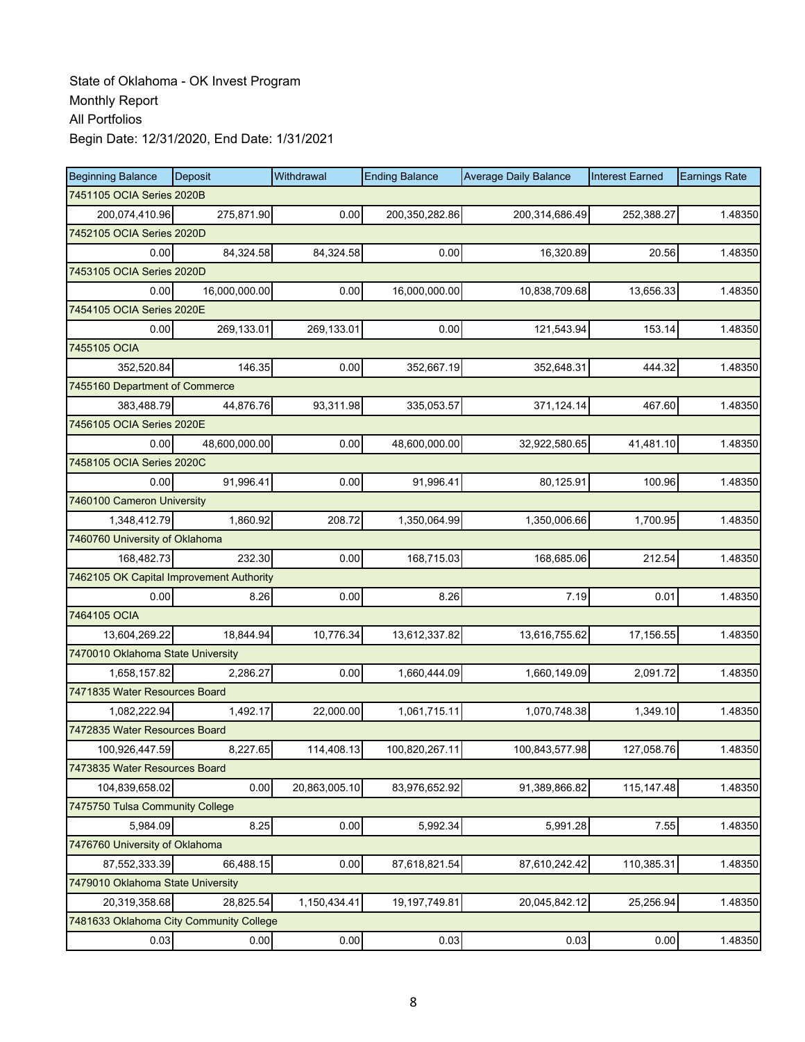State of Oklahoma - OK Invest Program
Monthly Report
All Portfolios
Begin Date: 12/31/2020, End Date: 1/31/2021

| Beginning Balance | Deposit | Withdrawal | Ending Balance | Average Daily Balance | Interest Earned | Earnings Rate |
|---|---|---|---|---|---|---|
| 7451105 OCIA Series 2020B | | | | | | |
| 200,074,410.96 | 275,871.90 | 0.00 | 200,350,282.86 | 200,314,686.49 | 252,388.27 | 1.48350 |
| 7452105 OCIA Series 2020D | | | | | | |
| 0.00 | 84,324.58 | 84,324.58 | 0.00 | 16,320.89 | 20.56 | 1.48350 |
| 7453105 OCIA Series 2020D | | | | | | |
| 0.00 | 16,000,000.00 | 0.00 | 16,000,000.00 | 10,838,709.68 | 13,656.33 | 1.48350 |
| 7454105 OCIA Series 2020E | | | | | | |
| 0.00 | 269,133.01 | 269,133.01 | 0.00 | 121,543.94 | 153.14 | 1.48350 |
| 7455105 OCIA | | | | | | |
| 352,520.84 | 146.35 | 0.00 | 352,667.19 | 352,648.31 | 444.32 | 1.48350 |
| 7455160 Department of Commerce | | | | | | |
| 383,488.79 | 44,876.76 | 93,311.98 | 335,053.57 | 371,124.14 | 467.60 | 1.48350 |
| 7456105 OCIA Series 2020E | | | | | | |
| 0.00 | 48,600,000.00 | 0.00 | 48,600,000.00 | 32,922,580.65 | 41,481.10 | 1.48350 |
| 7458105 OCIA Series 2020C | | | | | | |
| 0.00 | 91,996.41 | 0.00 | 91,996.41 | 80,125.91 | 100.96 | 1.48350 |
| 7460100 Cameron University | | | | | | |
| 1,348,412.79 | 1,860.92 | 208.72 | 1,350,064.99 | 1,350,006.66 | 1,700.95 | 1.48350 |
| 7460760 University of Oklahoma | | | | | | |
| 168,482.73 | 232.30 | 0.00 | 168,715.03 | 168,685.06 | 212.54 | 1.48350 |
| 7462105 OK Capital Improvement Authority | | | | | | |
| 0.00 | 8.26 | 0.00 | 8.26 | 7.19 | 0.01 | 1.48350 |
| 7464105 OCIA | | | | | | |
| 13,604,269.22 | 18,844.94 | 10,776.34 | 13,612,337.82 | 13,616,755.62 | 17,156.55 | 1.48350 |
| 7470010 Oklahoma State University | | | | | | |
| 1,658,157.82 | 2,286.27 | 0.00 | 1,660,444.09 | 1,660,149.09 | 2,091.72 | 1.48350 |
| 7471835 Water Resources Board | | | | | | |
| 1,082,222.94 | 1,492.17 | 22,000.00 | 1,061,715.11 | 1,070,748.38 | 1,349.10 | 1.48350 |
| 7472835 Water Resources Board | | | | | | |
| 100,926,447.59 | 8,227.65 | 114,408.13 | 100,820,267.11 | 100,843,577.98 | 127,058.76 | 1.48350 |
| 7473835 Water Resources Board | | | | | | |
| 104,839,658.02 | 0.00 | 20,863,005.10 | 83,976,652.92 | 91,389,866.82 | 115,147.48 | 1.48350 |
| 7475750 Tulsa Community College | | | | | | |
| 5,984.09 | 8.25 | 0.00 | 5,992.34 | 5,991.28 | 7.55 | 1.48350 |
| 7476760 University of Oklahoma | | | | | | |
| 87,552,333.39 | 66,488.15 | 0.00 | 87,618,821.54 | 87,610,242.42 | 110,385.31 | 1.48350 |
| 7479010 Oklahoma State University | | | | | | |
| 20,319,358.68 | 28,825.54 | 1,150,434.41 | 19,197,749.81 | 20,045,842.12 | 25,256.94 | 1.48350 |
| 7481633 Oklahoma City Community College | | | | | | |
| 0.03 | 0.00 | 0.00 | 0.03 | 0.03 | 0.00 | 1.48350 |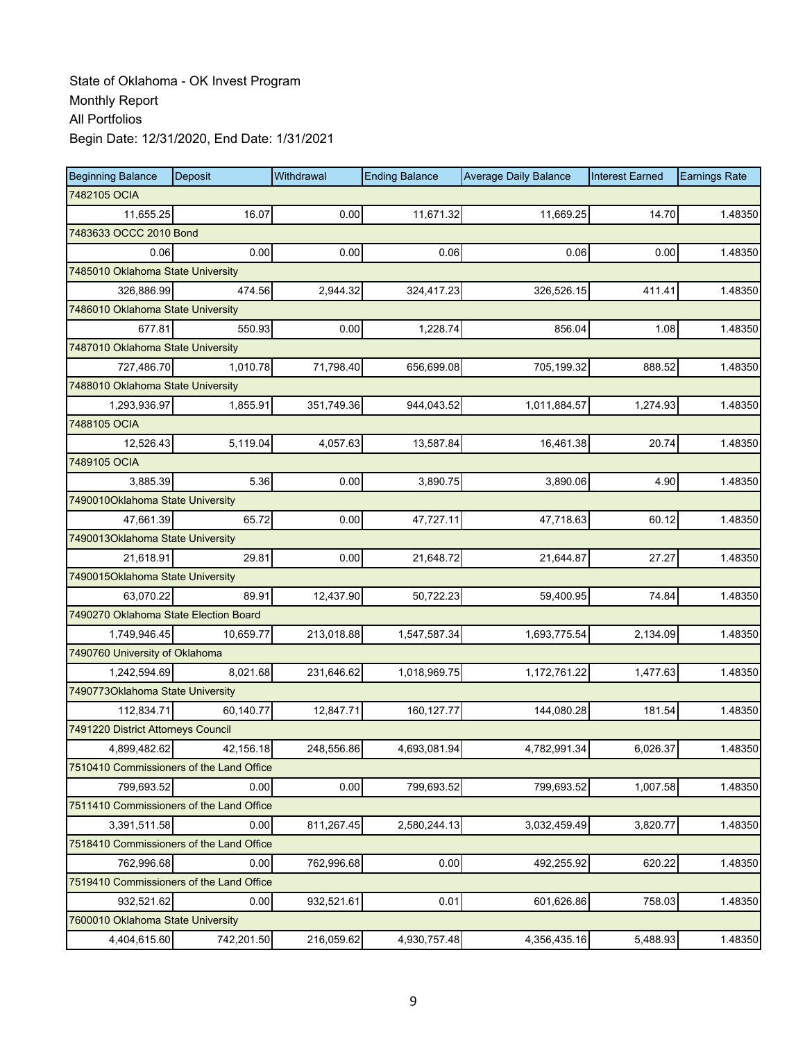State of Oklahoma - OK Invest Program
Monthly Report
All Portfolios
Begin Date: 12/31/2020, End Date: 1/31/2021

| Beginning Balance | Deposit | Withdrawal | Ending Balance | Average Daily Balance | Interest Earned | Earnings Rate |
|---|---|---|---|---|---|---|
| 7482105 OCIA | | | | | | |
| 11,655.25 | 16.07 | 0.00 | 11,671.32 | 11,669.25 | 14.70 | 1.48350 |
| 7483633 OCCC 2010 Bond | | | | | | |
| 0.06 | 0.00 | 0.00 | 0.06 | 0.06 | 0.00 | 1.48350 |
| 7485010 Oklahoma State University | | | | | | |
| 326,886.99 | 474.56 | 2,944.32 | 324,417.23 | 326,526.15 | 411.41 | 1.48350 |
| 7486010 Oklahoma State University | | | | | | |
| 677.81 | 550.93 | 0.00 | 1,228.74 | 856.04 | 1.08 | 1.48350 |
| 7487010 Oklahoma State University | | | | | | |
| 727,486.70 | 1,010.78 | 71,798.40 | 656,699.08 | 705,199.32 | 888.52 | 1.48350 |
| 7488010 Oklahoma State University | | | | | | |
| 1,293,936.97 | 1,855.91 | 351,749.36 | 944,043.52 | 1,011,884.57 | 1,274.93 | 1.48350 |
| 7488105 OCIA | | | | | | |
| 12,526.43 | 5,119.04 | 4,057.63 | 13,587.84 | 16,461.38 | 20.74 | 1.48350 |
| 7489105 OCIA | | | | | | |
| 3,885.39 | 5.36 | 0.00 | 3,890.75 | 3,890.06 | 4.90 | 1.48350 |
| 7490010Oklahoma State University | | | | | | |
| 47,661.39 | 65.72 | 0.00 | 47,727.11 | 47,718.63 | 60.12 | 1.48350 |
| 7490013Oklahoma State University | | | | | | |
| 21,618.91 | 29.81 | 0.00 | 21,648.72 | 21,644.87 | 27.27 | 1.48350 |
| 7490015Oklahoma State University | | | | | | |
| 63,070.22 | 89.91 | 12,437.90 | 50,722.23 | 59,400.95 | 74.84 | 1.48350 |
| 7490270 Oklahoma State Election Board | | | | | | |
| 1,749,946.45 | 10,659.77 | 213,018.88 | 1,547,587.34 | 1,693,775.54 | 2,134.09 | 1.48350 |
| 7490760 University of Oklahoma | | | | | | |
| 1,242,594.69 | 8,021.68 | 231,646.62 | 1,018,969.75 | 1,172,761.22 | 1,477.63 | 1.48350 |
| 7490773Oklahoma State University | | | | | | |
| 112,834.71 | 60,140.77 | 12,847.71 | 160,127.77 | 144,080.28 | 181.54 | 1.48350 |
| 7491220 District Attorneys Council | | | | | | |
| 4,899,482.62 | 42,156.18 | 248,556.86 | 4,693,081.94 | 4,782,991.34 | 6,026.37 | 1.48350 |
| 7510410 Commissioners of the Land Office | | | | | | |
| 799,693.52 | 0.00 | 0.00 | 799,693.52 | 799,693.52 | 1,007.58 | 1.48350 |
| 7511410 Commissioners of the Land Office | | | | | | |
| 3,391,511.58 | 0.00 | 811,267.45 | 2,580,244.13 | 3,032,459.49 | 3,820.77 | 1.48350 |
| 7518410 Commissioners of the Land Office | | | | | | |
| 762,996.68 | 0.00 | 762,996.68 | 0.00 | 492,255.92 | 620.22 | 1.48350 |
| 7519410 Commissioners of the Land Office | | | | | | |
| 932,521.62 | 0.00 | 932,521.61 | 0.01 | 601,626.86 | 758.03 | 1.48350 |
| 7600010 Oklahoma State University | | | | | | |
| 4,404,615.60 | 742,201.50 | 216,059.62 | 4,930,757.48 | 4,356,435.16 | 5,488.93 | 1.48350 |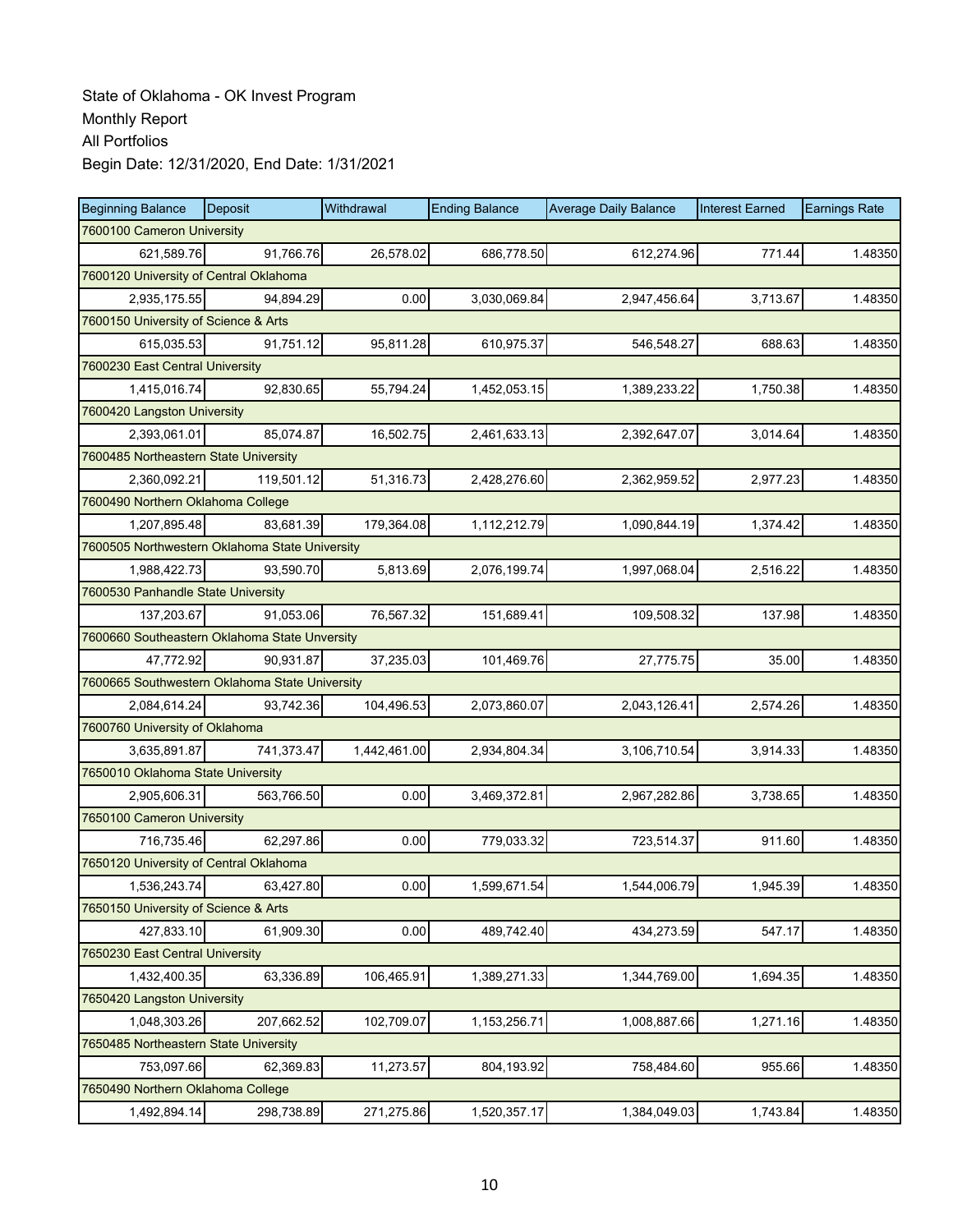State of Oklahoma - OK Invest Program

Monthly Report

All Portfolios

Begin Date: 12/31/2020, End Date: 1/31/2021

| Beginning Balance | Deposit | Withdrawal | Ending Balance | Average Daily Balance | Interest Earned | Earnings Rate |
|---|---|---|---|---|---|---|
| 7600100 Cameron University | | | | | | |
| 621,589.76 | 91,766.76 | 26,578.02 | 686,778.50 | 612,274.96 | 771.44 | 1.48350 |
| 7600120 University of Central Oklahoma | | | | | | |
| 2,935,175.55 | 94,894.29 | 0.00 | 3,030,069.84 | 2,947,456.64 | 3,713.67 | 1.48350 |
| 7600150 University of Science & Arts | | | | | | |
| 615,035.53 | 91,751.12 | 95,811.28 | 610,975.37 | 546,548.27 | 688.63 | 1.48350 |
| 7600230 East Central University | | | | | | |
| 1,415,016.74 | 92,830.65 | 55,794.24 | 1,452,053.15 | 1,389,233.22 | 1,750.38 | 1.48350 |
| 7600420 Langston University | | | | | | |
| 2,393,061.01 | 85,074.87 | 16,502.75 | 2,461,633.13 | 2,392,647.07 | 3,014.64 | 1.48350 |
| 7600485 Northeastern State University | | | | | | |
| 2,360,092.21 | 119,501.12 | 51,316.73 | 2,428,276.60 | 2,362,959.52 | 2,977.23 | 1.48350 |
| 7600490 Northern Oklahoma College | | | | | | |
| 1,207,895.48 | 83,681.39 | 179,364.08 | 1,112,212.79 | 1,090,844.19 | 1,374.42 | 1.48350 |
| 7600505 Northwestern Oklahoma State University | | | | | | |
| 1,988,422.73 | 93,590.70 | 5,813.69 | 2,076,199.74 | 1,997,068.04 | 2,516.22 | 1.48350 |
| 7600530 Panhandle State University | | | | | | |
| 137,203.67 | 91,053.06 | 76,567.32 | 151,689.41 | 109,508.32 | 137.98 | 1.48350 |
| 7600660 Southeastern Oklahoma State Unversity | | | | | | |
| 47,772.92 | 90,931.87 | 37,235.03 | 101,469.76 | 27,775.75 | 35.00 | 1.48350 |
| 7600665 Southwestern Oklahoma State University | | | | | | |
| 2,084,614.24 | 93,742.36 | 104,496.53 | 2,073,860.07 | 2,043,126.41 | 2,574.26 | 1.48350 |
| 7600760 University of Oklahoma | | | | | | |
| 3,635,891.87 | 741,373.47 | 1,442,461.00 | 2,934,804.34 | 3,106,710.54 | 3,914.33 | 1.48350 |
| 7650010 Oklahoma State University | | | | | | |
| 2,905,606.31 | 563,766.50 | 0.00 | 3,469,372.81 | 2,967,282.86 | 3,738.65 | 1.48350 |
| 7650100 Cameron University | | | | | | |
| 716,735.46 | 62,297.86 | 0.00 | 779,033.32 | 723,514.37 | 911.60 | 1.48350 |
| 7650120 University of Central Oklahoma | | | | | | |
| 1,536,243.74 | 63,427.80 | 0.00 | 1,599,671.54 | 1,544,006.79 | 1,945.39 | 1.48350 |
| 7650150 University of Science & Arts | | | | | | |
| 427,833.10 | 61,909.30 | 0.00 | 489,742.40 | 434,273.59 | 547.17 | 1.48350 |
| 7650230 East Central University | | | | | | |
| 1,432,400.35 | 63,336.89 | 106,465.91 | 1,389,271.33 | 1,344,769.00 | 1,694.35 | 1.48350 |
| 7650420 Langston University | | | | | | |
| 1,048,303.26 | 207,662.52 | 102,709.07 | 1,153,256.71 | 1,008,887.66 | 1,271.16 | 1.48350 |
| 7650485 Northeastern State University | | | | | | |
| 753,097.66 | 62,369.83 | 11,273.57 | 804,193.92 | 758,484.60 | 955.66 | 1.48350 |
| 7650490 Northern Oklahoma College | | | | | | |
| 1,492,894.14 | 298,738.89 | 271,275.86 | 1,520,357.17 | 1,384,049.03 | 1,743.84 | 1.48350 |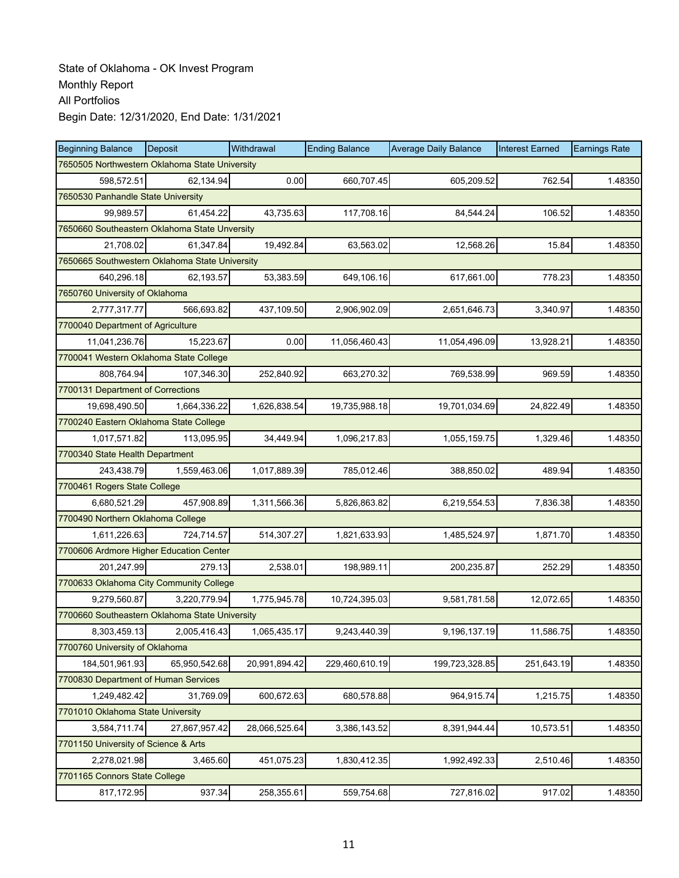State of Oklahoma - OK Invest Program
Monthly Report
All Portfolios
Begin Date: 12/31/2020, End Date: 1/31/2021

| Beginning Balance | Deposit | Withdrawal | Ending Balance | Average Daily Balance | Interest Earned | Earnings Rate |
|---|---|---|---|---|---|---|
| 7650505 Northwestern Oklahoma State University | | | | | | |
| 598,572.51 | 62,134.94 | 0.00 | 660,707.45 | 605,209.52 | 762.54 | 1.48350 |
| 7650530 Panhandle State University | | | | | | |
| 99,989.57 | 61,454.22 | 43,735.63 | 117,708.16 | 84,544.24 | 106.52 | 1.48350 |
| 7650660 Southeastern Oklahoma State Unversity | | | | | | |
| 21,708.02 | 61,347.84 | 19,492.84 | 63,563.02 | 12,568.26 | 15.84 | 1.48350 |
| 7650665 Southwestern Oklahoma State University | | | | | | |
| 640,296.18 | 62,193.57 | 53,383.59 | 649,106.16 | 617,661.00 | 778.23 | 1.48350 |
| 7650760 University of Oklahoma | | | | | | |
| 2,777,317.77 | 566,693.82 | 437,109.50 | 2,906,902.09 | 2,651,646.73 | 3,340.97 | 1.48350 |
| 7700040 Department of Agriculture | | | | | | |
| 11,041,236.76 | 15,223.67 | 0.00 | 11,056,460.43 | 11,054,496.09 | 13,928.21 | 1.48350 |
| 7700041 Western Oklahoma State College | | | | | | |
| 808,764.94 | 107,346.30 | 252,840.92 | 663,270.32 | 769,538.99 | 969.59 | 1.48350 |
| 7700131 Department of Corrections | | | | | | |
| 19,698,490.50 | 1,664,336.22 | 1,626,838.54 | 19,735,988.18 | 19,701,034.69 | 24,822.49 | 1.48350 |
| 7700240 Eastern Oklahoma State College | | | | | | |
| 1,017,571.82 | 113,095.95 | 34,449.94 | 1,096,217.83 | 1,055,159.75 | 1,329.46 | 1.48350 |
| 7700340 State Health Department | | | | | | |
| 243,438.79 | 1,559,463.06 | 1,017,889.39 | 785,012.46 | 388,850.02 | 489.94 | 1.48350 |
| 7700461 Rogers State College | | | | | | |
| 6,680,521.29 | 457,908.89 | 1,311,566.36 | 5,826,863.82 | 6,219,554.53 | 7,836.38 | 1.48350 |
| 7700490 Northern Oklahoma College | | | | | | |
| 1,611,226.63 | 724,714.57 | 514,307.27 | 1,821,633.93 | 1,485,524.97 | 1,871.70 | 1.48350 |
| 7700606 Ardmore Higher Education Center | | | | | | |
| 201,247.99 | 279.13 | 2,538.01 | 198,989.11 | 200,235.87 | 252.29 | 1.48350 |
| 7700633 Oklahoma City Community College | | | | | | |
| 9,279,560.87 | 3,220,779.94 | 1,775,945.78 | 10,724,395.03 | 9,581,781.58 | 12,072.65 | 1.48350 |
| 7700660 Southeastern Oklahoma State University | | | | | | |
| 8,303,459.13 | 2,005,416.43 | 1,065,435.17 | 9,243,440.39 | 9,196,137.19 | 11,586.75 | 1.48350 |
| 7700760 University of Oklahoma | | | | | | |
| 184,501,961.93 | 65,950,542.68 | 20,991,894.42 | 229,460,610.19 | 199,723,328.85 | 251,643.19 | 1.48350 |
| 7700830 Department of Human Services | | | | | | |
| 1,249,482.42 | 31,769.09 | 600,672.63 | 680,578.88 | 964,915.74 | 1,215.75 | 1.48350 |
| 7701010 Oklahoma State University | | | | | | |
| 3,584,711.74 | 27,867,957.42 | 28,066,525.64 | 3,386,143.52 | 8,391,944.44 | 10,573.51 | 1.48350 |
| 7701150 University of Science & Arts | | | | | | |
| 2,278,021.98 | 3,465.60 | 451,075.23 | 1,830,412.35 | 1,992,492.33 | 2,510.46 | 1.48350 |
| 7701165 Connors State College | | | | | | |
| 817,172.95 | 937.34 | 258,355.61 | 559,754.68 | 727,816.02 | 917.02 | 1.48350 |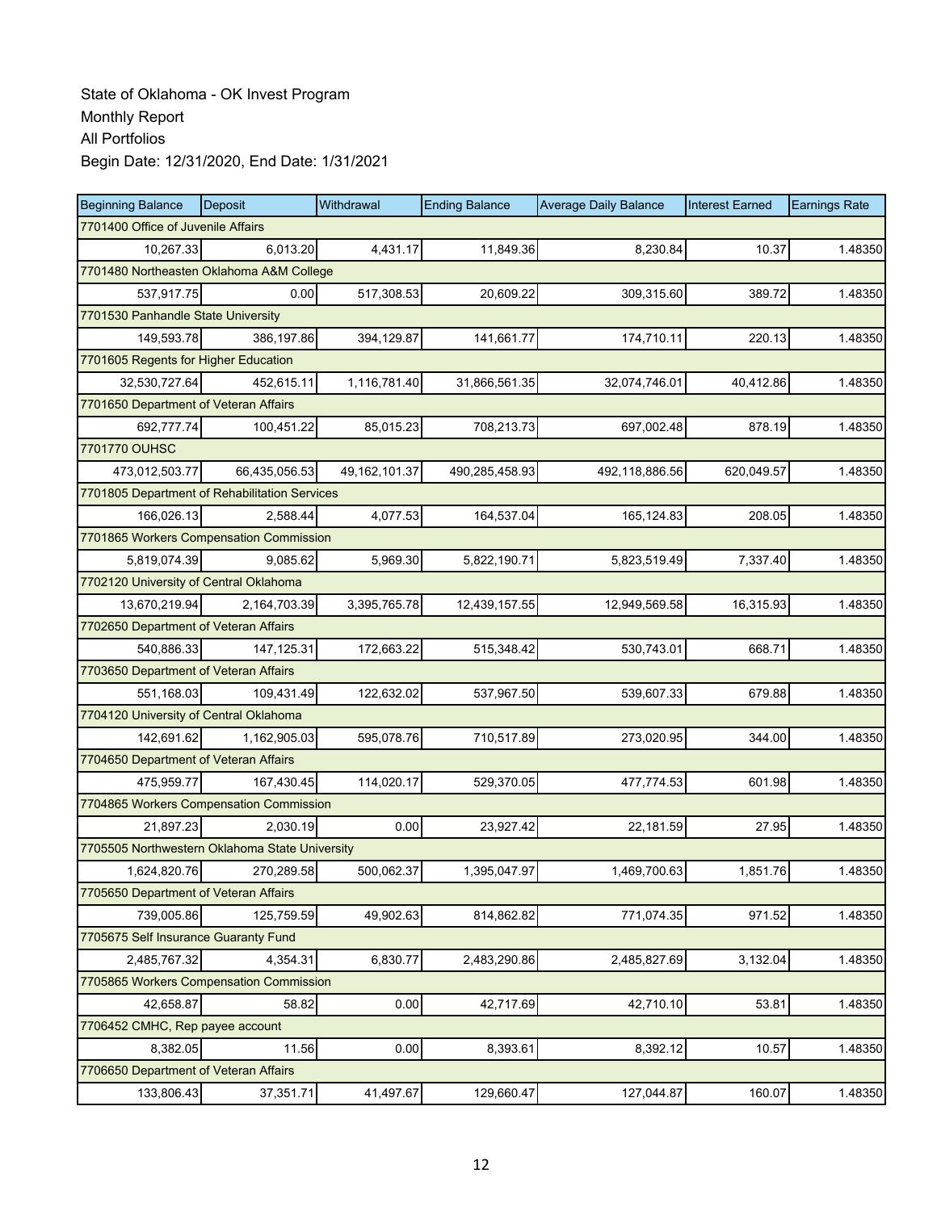State of Oklahoma - OK Invest Program
Monthly Report
All Portfolios
Begin Date: 12/31/2020, End Date: 1/31/2021

| Beginning Balance | Deposit | Withdrawal | Ending Balance | Average Daily Balance | Interest Earned | Earnings Rate |
|---|---|---|---|---|---|---|
| 7701400 Office of Juvenile Affairs | | | | | | |
| 10,267.33 | 6,013.20 | 4,431.17 | 11,849.36 | 8,230.84 | 10.37 | 1.48350 |
| 7701480 Northeasten Oklahoma A&M College | | | | | | |
| 537,917.75 | 0.00 | 517,308.53 | 20,609.22 | 309,315.60 | 389.72 | 1.48350 |
| 7701530 Panhandle State University | | | | | | |
| 149,593.78 | 386,197.86 | 394,129.87 | 141,661.77 | 174,710.11 | 220.13 | 1.48350 |
| 7701605 Regents for Higher Education | | | | | | |
| 32,530,727.64 | 452,615.11 | 1,116,781.40 | 31,866,561.35 | 32,074,746.01 | 40,412.86 | 1.48350 |
| 7701650 Department of Veteran Affairs | | | | | | |
| 692,777.74 | 100,451.22 | 85,015.23 | 708,213.73 | 697,002.48 | 878.19 | 1.48350 |
| 7701770 OUHSC | | | | | | |
| 473,012,503.77 | 66,435,056.53 | 49,162,101.37 | 490,285,458.93 | 492,118,886.56 | 620,049.57 | 1.48350 |
| 7701805 Department of Rehabilitation Services | | | | | | |
| 166,026.13 | 2,588.44 | 4,077.53 | 164,537.04 | 165,124.83 | 208.05 | 1.48350 |
| 7701865 Workers Compensation Commission | | | | | | |
| 5,819,074.39 | 9,085.62 | 5,969.30 | 5,822,190.71 | 5,823,519.49 | 7,337.40 | 1.48350 |
| 7702120 University of Central Oklahoma | | | | | | |
| 13,670,219.94 | 2,164,703.39 | 3,395,765.78 | 12,439,157.55 | 12,949,569.58 | 16,315.93 | 1.48350 |
| 7702650 Department of Veteran Affairs | | | | | | |
| 540,886.33 | 147,125.31 | 172,663.22 | 515,348.42 | 530,743.01 | 668.71 | 1.48350 |
| 7703650 Department of Veteran Affairs | | | | | | |
| 551,168.03 | 109,431.49 | 122,632.02 | 537,967.50 | 539,607.33 | 679.88 | 1.48350 |
| 7704120 University of Central Oklahoma | | | | | | |
| 142,691.62 | 1,162,905.03 | 595,078.76 | 710,517.89 | 273,020.95 | 344.00 | 1.48350 |
| 7704650 Department of Veteran Affairs | | | | | | |
| 475,959.77 | 167,430.45 | 114,020.17 | 529,370.05 | 477,774.53 | 601.98 | 1.48350 |
| 7704865 Workers Compensation Commission | | | | | | |
| 21,897.23 | 2,030.19 | 0.00 | 23,927.42 | 22,181.59 | 27.95 | 1.48350 |
| 7705505 Northwestern Oklahoma State University | | | | | | |
| 1,624,820.76 | 270,289.58 | 500,062.37 | 1,395,047.97 | 1,469,700.63 | 1,851.76 | 1.48350 |
| 7705650 Department of Veteran Affairs | | | | | | |
| 739,005.86 | 125,759.59 | 49,902.63 | 814,862.82 | 771,074.35 | 971.52 | 1.48350 |
| 7705675 Self Insurance Guaranty Fund | | | | | | |
| 2,485,767.32 | 4,354.31 | 6,830.77 | 2,483,290.86 | 2,485,827.69 | 3,132.04 | 1.48350 |
| 7705865 Workers Compensation Commission | | | | | | |
| 42,658.87 | 58.82 | 0.00 | 42,717.69 | 42,710.10 | 53.81 | 1.48350 |
| 7706452 CMHC, Rep payee account | | | | | | |
| 8,382.05 | 11.56 | 0.00 | 8,393.61 | 8,392.12 | 10.57 | 1.48350 |
| 7706650 Department of Veteran Affairs | | | | | | |
| 133,806.43 | 37,351.71 | 41,497.67 | 129,660.47 | 127,044.87 | 160.07 | 1.48350 |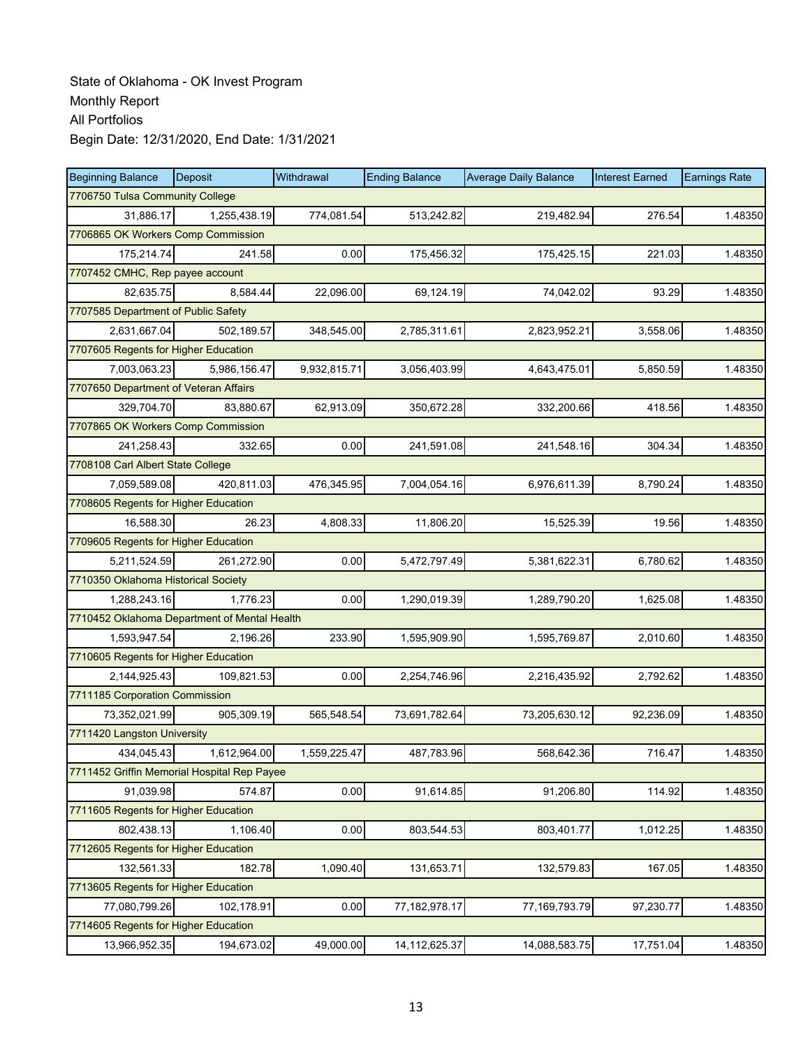State of Oklahoma - OK Invest Program
Monthly Report
All Portfolios
Begin Date: 12/31/2020, End Date: 1/31/2021

| Beginning Balance | Deposit | Withdrawal | Ending Balance | Average Daily Balance | Interest Earned | Earnings Rate |
|---|---|---|---|---|---|---|
| 7706750 Tulsa Community College | | | | | | |
| 31,886.17 | 1,255,438.19 | 774,081.54 | 513,242.82 | 219,482.94 | 276.54 | 1.48350 |
| 7706865 OK Workers Comp Commission | | | | | | |
| 175,214.74 | 241.58 | 0.00 | 175,456.32 | 175,425.15 | 221.03 | 1.48350 |
| 7707452 CMHC, Rep payee account | | | | | | |
| 82,635.75 | 8,584.44 | 22,096.00 | 69,124.19 | 74,042.02 | 93.29 | 1.48350 |
| 7707585 Department of Public Safety | | | | | | |
| 2,631,667.04 | 502,189.57 | 348,545.00 | 2,785,311.61 | 2,823,952.21 | 3,558.06 | 1.48350 |
| 7707605 Regents for Higher Education | | | | | | |
| 7,003,063.23 | 5,986,156.47 | 9,932,815.71 | 3,056,403.99 | 4,643,475.01 | 5,850.59 | 1.48350 |
| 7707650 Department of Veteran Affairs | | | | | | |
| 329,704.70 | 83,880.67 | 62,913.09 | 350,672.28 | 332,200.66 | 418.56 | 1.48350 |
| 7707865 OK Workers Comp Commission | | | | | | |
| 241,258.43 | 332.65 | 0.00 | 241,591.08 | 241,548.16 | 304.34 | 1.48350 |
| 7708108 Carl Albert State College | | | | | | |
| 7,059,589.08 | 420,811.03 | 476,345.95 | 7,004,054.16 | 6,976,611.39 | 8,790.24 | 1.48350 |
| 7708605 Regents for Higher Education | | | | | | |
| 16,588.30 | 26.23 | 4,808.33 | 11,806.20 | 15,525.39 | 19.56 | 1.48350 |
| 7709605 Regents for Higher Education | | | | | | |
| 5,211,524.59 | 261,272.90 | 0.00 | 5,472,797.49 | 5,381,622.31 | 6,780.62 | 1.48350 |
| 7710350 Oklahoma Historical Society | | | | | | |
| 1,288,243.16 | 1,776.23 | 0.00 | 1,290,019.39 | 1,289,790.20 | 1,625.08 | 1.48350 |
| 7710452 Oklahoma Department of Mental Health | | | | | | |
| 1,593,947.54 | 2,196.26 | 233.90 | 1,595,909.90 | 1,595,769.87 | 2,010.60 | 1.48350 |
| 7710605 Regents for Higher Education | | | | | | |
| 2,144,925.43 | 109,821.53 | 0.00 | 2,254,746.96 | 2,216,435.92 | 2,792.62 | 1.48350 |
| 7711185 Corporation Commission | | | | | | |
| 73,352,021.99 | 905,309.19 | 565,548.54 | 73,691,782.64 | 73,205,630.12 | 92,236.09 | 1.48350 |
| 7711420 Langston University | | | | | | |
| 434,045.43 | 1,612,964.00 | 1,559,225.47 | 487,783.96 | 568,642.36 | 716.47 | 1.48350 |
| 7711452 Griffin Memorial Hospital Rep Payee | | | | | | |
| 91,039.98 | 574.87 | 0.00 | 91,614.85 | 91,206.80 | 114.92 | 1.48350 |
| 7711605 Regents for Higher Education | | | | | | |
| 802,438.13 | 1,106.40 | 0.00 | 803,544.53 | 803,401.77 | 1,012.25 | 1.48350 |
| 7712605 Regents for Higher Education | | | | | | |
| 132,561.33 | 182.78 | 1,090.40 | 131,653.71 | 132,579.83 | 167.05 | 1.48350 |
| 7713605 Regents for Higher Education | | | | | | |
| 77,080,799.26 | 102,178.91 | 0.00 | 77,182,978.17 | 77,169,793.79 | 97,230.77 | 1.48350 |
| 7714605 Regents for Higher Education | | | | | | |
| 13,966,952.35 | 194,673.02 | 49,000.00 | 14,112,625.37 | 14,088,583.75 | 17,751.04 | 1.48350 |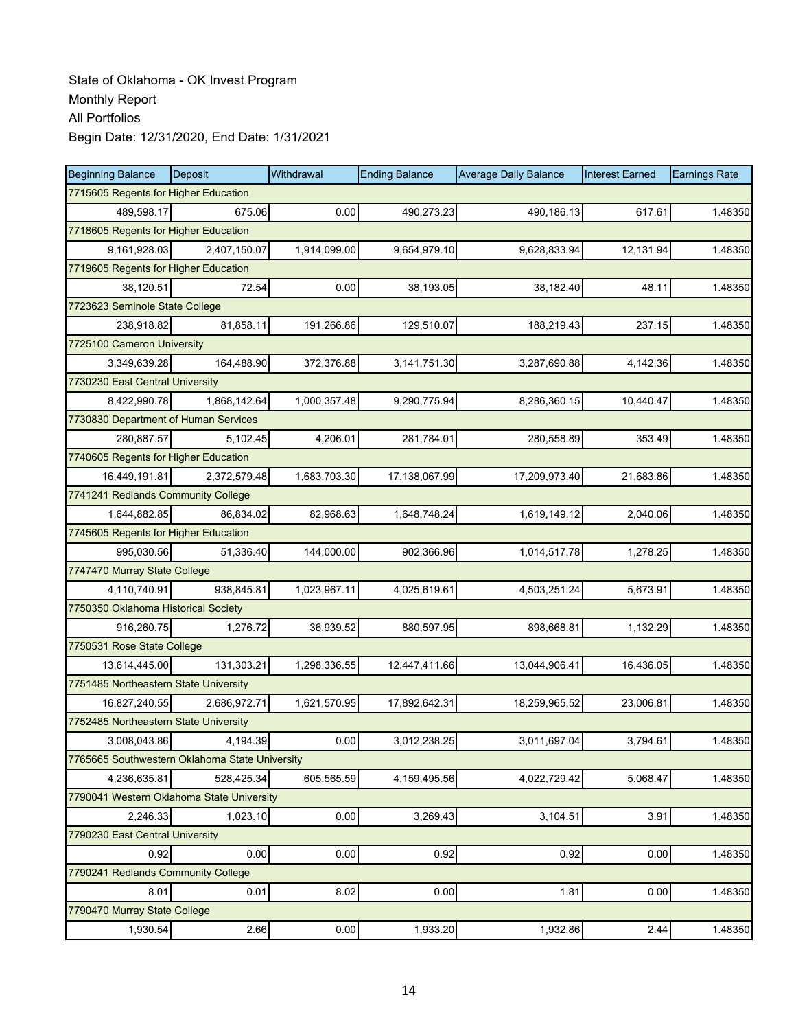State of Oklahoma - OK Invest Program
Monthly Report
All Portfolios
Begin Date: 12/31/2020, End Date: 1/31/2021

| Beginning Balance | Deposit | Withdrawal | Ending Balance | Average Daily Balance | Interest Earned | Earnings Rate |
|---|---|---|---|---|---|---|
| 7715605 Regents for Higher Education | | | | | | |
| 489,598.17 | 675.06 | 0.00 | 490,273.23 | 490,186.13 | 617.61 | 1.48350 |
| 7718605 Regents for Higher Education | | | | | | |
| 9,161,928.03 | 2,407,150.07 | 1,914,099.00 | 9,654,979.10 | 9,628,833.94 | 12,131.94 | 1.48350 |
| 7719605 Regents for Higher Education | | | | | | |
| 38,120.51 | 72.54 | 0.00 | 38,193.05 | 38,182.40 | 48.11 | 1.48350 |
| 7723623 Seminole State College | | | | | | |
| 238,918.82 | 81,858.11 | 191,266.86 | 129,510.07 | 188,219.43 | 237.15 | 1.48350 |
| 7725100 Cameron University | | | | | | |
| 3,349,639.28 | 164,488.90 | 372,376.88 | 3,141,751.30 | 3,287,690.88 | 4,142.36 | 1.48350 |
| 7730230 East Central University | | | | | | |
| 8,422,990.78 | 1,868,142.64 | 1,000,357.48 | 9,290,775.94 | 8,286,360.15 | 10,440.47 | 1.48350 |
| 7730830 Department of Human Services | | | | | | |
| 280,887.57 | 5,102.45 | 4,206.01 | 281,784.01 | 280,558.89 | 353.49 | 1.48350 |
| 7740605 Regents for Higher Education | | | | | | |
| 16,449,191.81 | 2,372,579.48 | 1,683,703.30 | 17,138,067.99 | 17,209,973.40 | 21,683.86 | 1.48350 |
| 7741241 Redlands Community College | | | | | | |
| 1,644,882.85 | 86,834.02 | 82,968.63 | 1,648,748.24 | 1,619,149.12 | 2,040.06 | 1.48350 |
| 7745605 Regents for Higher Education | | | | | | |
| 995,030.56 | 51,336.40 | 144,000.00 | 902,366.96 | 1,014,517.78 | 1,278.25 | 1.48350 |
| 7747470 Murray State College | | | | | | |
| 4,110,740.91 | 938,845.81 | 1,023,967.11 | 4,025,619.61 | 4,503,251.24 | 5,673.91 | 1.48350 |
| 7750350 Oklahoma Historical Society | | | | | | |
| 916,260.75 | 1,276.72 | 36,939.52 | 880,597.95 | 898,668.81 | 1,132.29 | 1.48350 |
| 7750531 Rose State College | | | | | | |
| 13,614,445.00 | 131,303.21 | 1,298,336.55 | 12,447,411.66 | 13,044,906.41 | 16,436.05 | 1.48350 |
| 7751485 Northeastern State University | | | | | | |
| 16,827,240.55 | 2,686,972.71 | 1,621,570.95 | 17,892,642.31 | 18,259,965.52 | 23,006.81 | 1.48350 |
| 7752485 Northeastern State University | | | | | | |
| 3,008,043.86 | 4,194.39 | 0.00 | 3,012,238.25 | 3,011,697.04 | 3,794.61 | 1.48350 |
| 7765665 Southwestern Oklahoma State University | | | | | | |
| 4,236,635.81 | 528,425.34 | 605,565.59 | 4,159,495.56 | 4,022,729.42 | 5,068.47 | 1.48350 |
| 7790041 Western Oklahoma State University | | | | | | |
| 2,246.33 | 1,023.10 | 0.00 | 3,269.43 | 3,104.51 | 3.91 | 1.48350 |
| 7790230 East Central University | | | | | | |
| 0.92 | 0.00 | 0.00 | 0.92 | 0.92 | 0.00 | 1.48350 |
| 7790241 Redlands Community College | | | | | | |
| 8.01 | 0.01 | 8.02 | 0.00 | 1.81 | 0.00 | 1.48350 |
| 7790470 Murray State College | | | | | | |
| 1,930.54 | 2.66 | 0.00 | 1,933.20 | 1,932.86 | 2.44 | 1.48350 |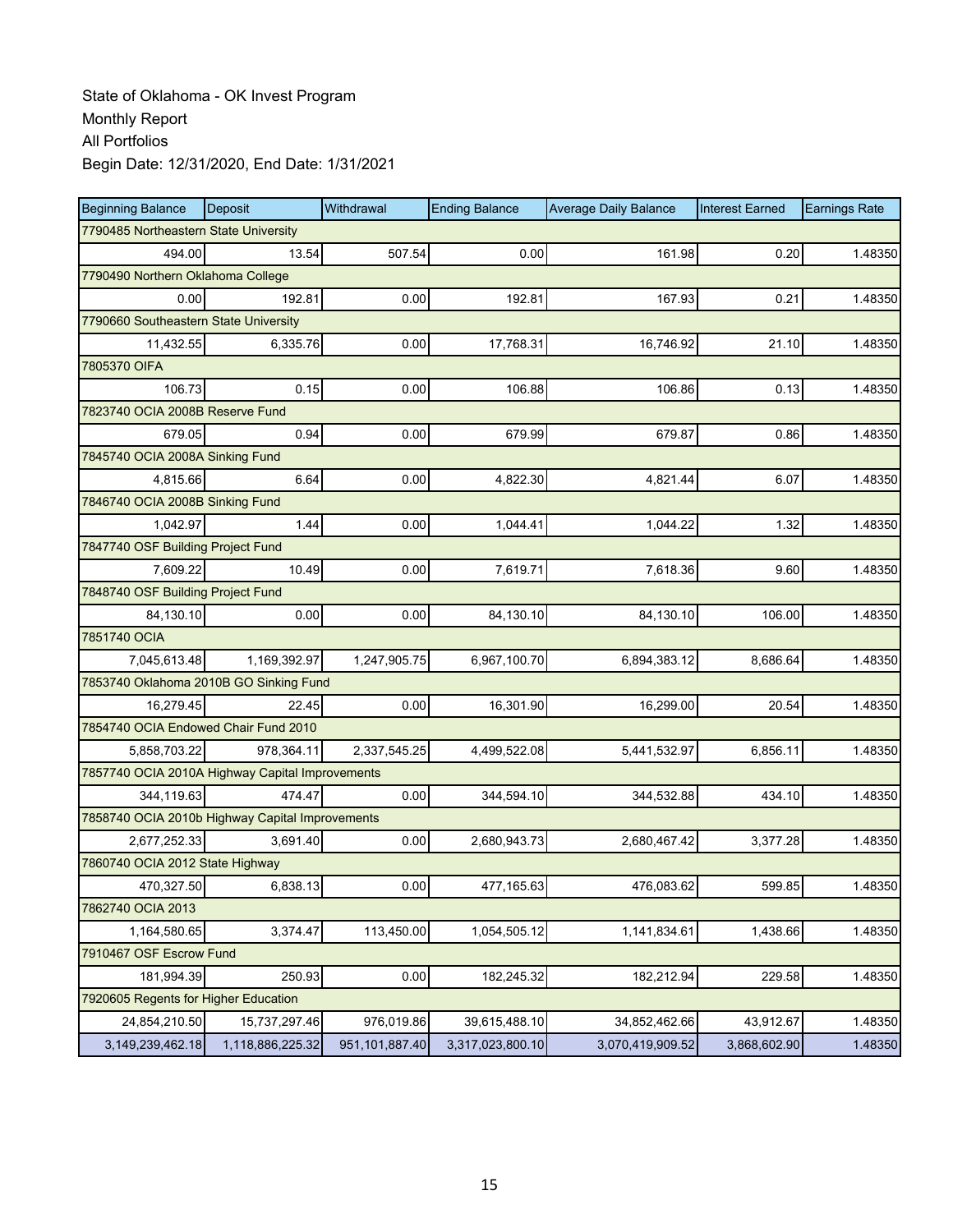State of Oklahoma - OK Invest Program
Monthly Report
All Portfolios
Begin Date: 12/31/2020, End Date: 1/31/2021

| Beginning Balance | Deposit | Withdrawal | Ending Balance | Average Daily Balance | Interest Earned | Earnings Rate |
|---|---|---|---|---|---|---|
| 7790485 Northeastern State University | | | | | | |
| 494.00 | 13.54 | 507.54 | 0.00 | 161.98 | 0.20 | 1.48350 |
| 7790490 Northern Oklahoma College | | | | | | |
| 0.00 | 192.81 | 0.00 | 192.81 | 167.93 | 0.21 | 1.48350 |
| 7790660 Southeastern State University | | | | | | |
| 11,432.55 | 6,335.76 | 0.00 | 17,768.31 | 16,746.92 | 21.10 | 1.48350 |
| 7805370 OIFA | | | | | | |
| 106.73 | 0.15 | 0.00 | 106.88 | 106.86 | 0.13 | 1.48350 |
| 7823740 OCIA 2008B Reserve Fund | | | | | | |
| 679.05 | 0.94 | 0.00 | 679.99 | 679.87 | 0.86 | 1.48350 |
| 7845740 OCIA 2008A Sinking Fund | | | | | | |
| 4,815.66 | 6.64 | 0.00 | 4,822.30 | 4,821.44 | 6.07 | 1.48350 |
| 7846740 OCIA 2008B Sinking Fund | | | | | | |
| 1,042.97 | 1.44 | 0.00 | 1,044.41 | 1,044.22 | 1.32 | 1.48350 |
| 7847740 OSF Building Project Fund | | | | | | |
| 7,609.22 | 10.49 | 0.00 | 7,619.71 | 7,618.36 | 9.60 | 1.48350 |
| 7848740 OSF Building Project Fund | | | | | | |
| 84,130.10 | 0.00 | 0.00 | 84,130.10 | 84,130.10 | 106.00 | 1.48350 |
| 7851740 OCIA | | | | | | |
| 7,045,613.48 | 1,169,392.97 | 1,247,905.75 | 6,967,100.70 | 6,894,383.12 | 8,686.64 | 1.48350 |
| 7853740 Oklahoma 2010B GO Sinking Fund | | | | | | |
| 16,279.45 | 22.45 | 0.00 | 16,301.90 | 16,299.00 | 20.54 | 1.48350 |
| 7854740 OCIA Endowed Chair Fund 2010 | | | | | | |
| 5,858,703.22 | 978,364.11 | 2,337,545.25 | 4,499,522.08 | 5,441,532.97 | 6,856.11 | 1.48350 |
| 7857740 OCIA 2010A Highway Capital Improvements | | | | | | |
| 344,119.63 | 474.47 | 0.00 | 344,594.10 | 344,532.88 | 434.10 | 1.48350 |
| 7858740 OCIA 2010b Highway Capital Improvements | | | | | | |
| 2,677,252.33 | 3,691.40 | 0.00 | 2,680,943.73 | 2,680,467.42 | 3,377.28 | 1.48350 |
| 7860740 OCIA 2012 State Highway | | | | | | |
| 470,327.50 | 6,838.13 | 0.00 | 477,165.63 | 476,083.62 | 599.85 | 1.48350 |
| 7862740 OCIA 2013 | | | | | | |
| 1,164,580.65 | 3,374.47 | 113,450.00 | 1,054,505.12 | 1,141,834.61 | 1,438.66 | 1.48350 |
| 7910467 OSF Escrow Fund | | | | | | |
| 181,994.39 | 250.93 | 0.00 | 182,245.32 | 182,212.94 | 229.58 | 1.48350 |
| 7920605 Regents for Higher Education | | | | | | |
| 24,854,210.50 | 15,737,297.46 | 976,019.86 | 39,615,488.10 | 34,852,462.66 | 43,912.67 | 1.48350 |
| 3,149,239,462.18 | 1,118,886,225.32 | 951,101,887.40 | 3,317,023,800.10 | 3,070,419,909.52 | 3,868,602.90 | 1.48350 |